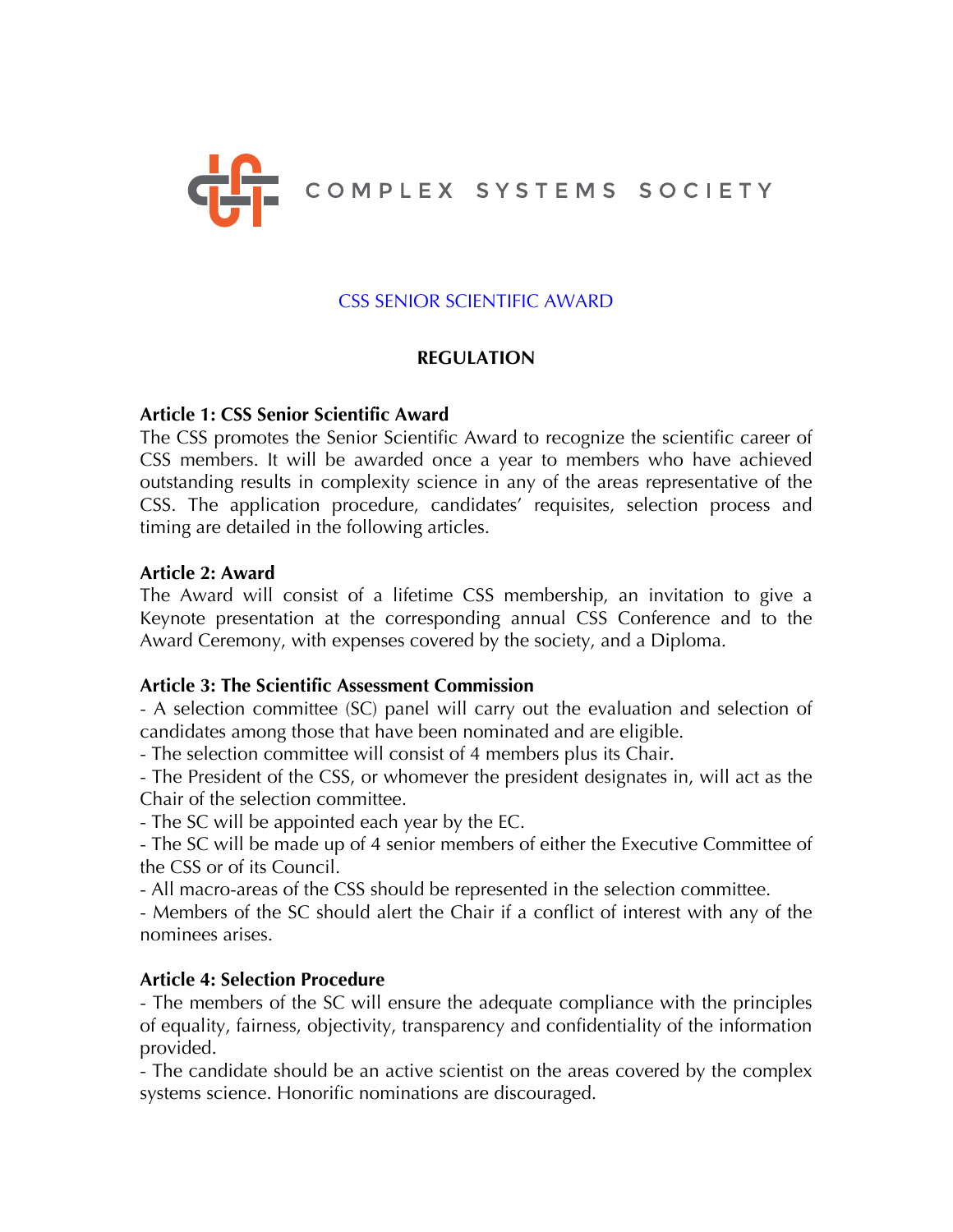COMPLEX SYSTEMS SOCIETY

CSS SENIOR SCIENTIFIC AWARD

# REGULATION

**Article 1: CSS Senior Scientific Award**

The CSS promotes the Senior Scientific Award to recognize the scientific career of CSS members. It will be awarded once a year to members who have achieved outstanding results in complexity science in any of the areas representative of the CSS. The application procedure, candidates' requisites, selection process and timing are detailed in the following articles.

**Article 2: Award**

The Award will consist of a lifetime CSS membership, an invitation to give a Keynote presentation at the corresponding annual CSS Conference and to the Award Ceremony, with expenses covered by the society, and a Diploma.

**Article 3: The Scientific Assessment Commission**

- A selection committee (SC) panel will carry out the evaluation and selection of candidates among those that have been nominated and are eligible.
- The selection committee will consist of 4 members plus its Chair.
- The President of the CSS, or whomever the president designates in, will act as the Chair of the selection committee.
- The SC will be appointed each year by the EC.
- The SC will be made up of 4 senior members of either the Executive Committee of the CSS or of its Council.
- All macro-areas of the CSS should be represented in the selection committee.
- Members of the SC should alert the Chair if a conflict of interest with any of the nominees arises.

**Article 4: Selection Procedure**

- The members of the SC will ensure the adequate compliance with the principles of equality, fairness, objectivity, transparency and confidentiality of the information provided.
- The candidate should be an active scientist on the areas covered by the complex systems science. Honorific nominations are discouraged.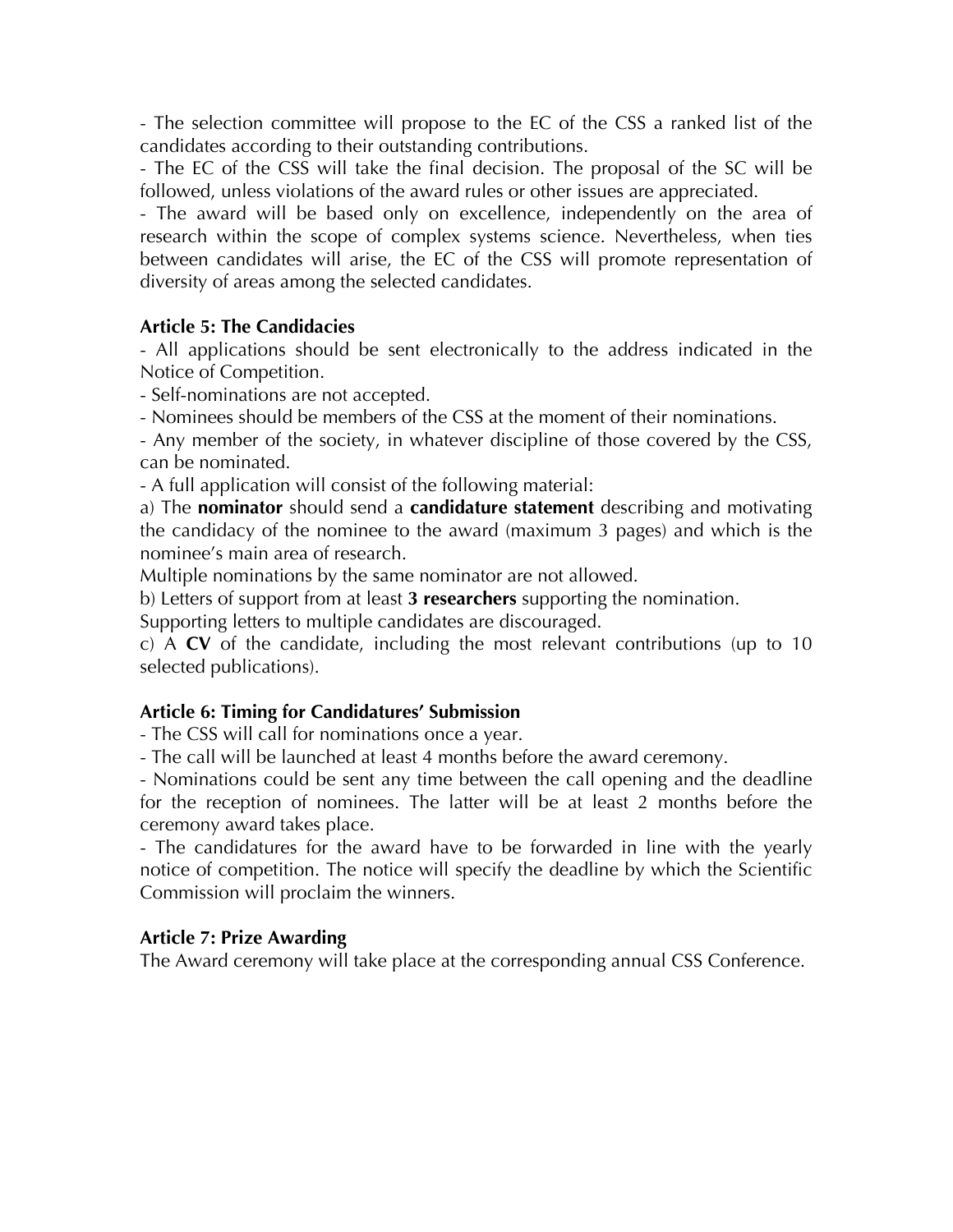- The selection committee will propose to the EC of the CSS a ranked list of the candidates according to their outstanding contributions.
- The EC of the CSS will take the final decision. The proposal of the SC will be followed, unless violations of the award rules or other issues are appreciated.
- The award will be based only on excellence, independently on the area of research within the scope of complex systems science. Nevertheless, when ties between candidates will arise, the EC of the CSS will promote representation of diversity of areas among the selected candidates.

### Article 5: The Candidacies

- All applications should be sent electronically to the address indicated in the Notice of Competition.
- Self-nominations are not accepted.
- Nominees should be members of the CSS at the moment of their nominations.
- Any member of the society, in whatever discipline of those covered by the CSS, can be nominated.
- A full application will consist of the following material:

a) The **nominator** should send a **candidature statement** describing and motivating the candidacy of the nominee to the award (maximum 3 pages) and which is the nominee's main area of research.
Multiple nominations by the same nominator are not allowed.

b) Letters of support from at least **3 researchers** supporting the nomination.
Supporting letters to multiple candidates are discouraged.

c) A **CV** of the candidate, including the most relevant contributions (up to 10 selected publications).

### Article 6: Timing for Candidatures' Submission

- The CSS will call for nominations once a year.
- The call will be launched at least 4 months before the award ceremony.
- Nominations could be sent any time between the call opening and the deadline for the reception of nominees. The latter will be at least 2 months before the ceremony award takes place.
- The candidatures for the award have to be forwarded in line with the yearly notice of competition. The notice will specify the deadline by which the Scientific Commission will proclaim the winners.

### Article 7: Prize Awarding

The Award ceremony will take place at the corresponding annual CSS Conference.